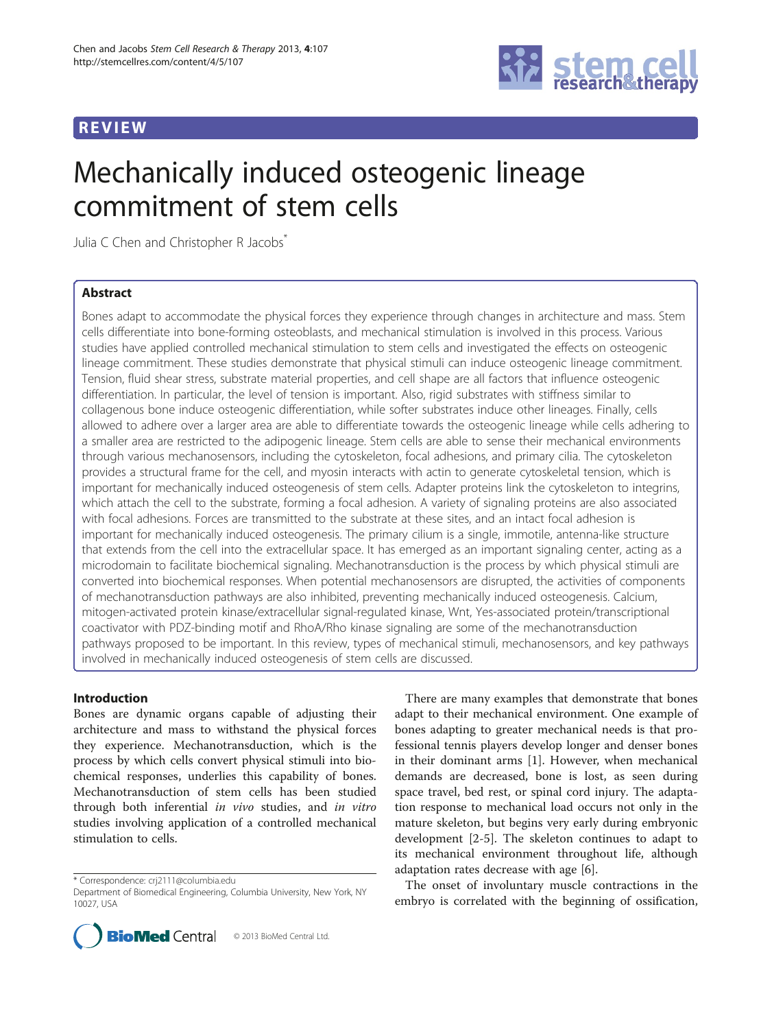REVIEW

# Mechanically induced osteogenic lineage commitment of stem cells

Julia C Chen and Christopher R Jacobs[*]

## Abstract

Bones adapt to accommodate the physical forces they experience through changes in architecture and mass. Stem cells differentiate into bone-forming osteoblasts, and mechanical stimulation is involved in this process. Various studies have applied controlled mechanical stimulation to stem cells and investigated the effects on osteogenic lineage commitment. These studies demonstrate that physical stimuli can induce osteogenic lineage commitment. Tension, fluid shear stress, substrate material properties, and cell shape are all factors that influence osteogenic differentiation. In particular, the level of tension is important. Also, rigid substrates with stiffness similar to collagenous bone induce osteogenic differentiation, while softer substrates induce other lineages. Finally, cells allowed to adhere over a larger area are able to differentiate towards the osteogenic lineage while cells adhering to a smaller area are restricted to the adipogenic lineage. Stem cells are able to sense their mechanical environments through various mechanosensors, including the cytoskeleton, focal adhesions, and primary cilia. The cytoskeleton provides a structural frame for the cell, and myosin interacts with actin to generate cytoskeletal tension, which is important for mechanically induced osteogenesis of stem cells. Adapter proteins link the cytoskeleton to integrins, which attach the cell to the substrate, forming a focal adhesion. A variety of signaling proteins are also associated with focal adhesions. Forces are transmitted to the substrate at these sites, and an intact focal adhesion is important for mechanically induced osteogenesis. The primary cilium is a single, immotile, antenna-like structure that extends from the cell into the extracellular space. It has emerged as an important signaling center, acting as a microdomain to facilitate biochemical signaling. Mechanotransduction is the process by which physical stimuli are converted into biochemical responses. When potential mechanosensors are disrupted, the activities of components of mechanotransduction pathways are also inhibited, preventing mechanically induced osteogenesis. Calcium, mitogen-activated protein kinase/extracellular signal-regulated kinase, Wnt, Yes-associated protein/transcriptional coactivator with PDZ-binding motif and RhoA/Rho kinase signaling are some of the mechanotransduction pathways proposed to be important. In this review, types of mechanical stimuli, mechanosensors, and key pathways involved in mechanically induced osteogenesis of stem cells are discussed.

## Introduction

Bones are dynamic organs capable of adjusting their architecture and mass to withstand the physical forces they experience. Mechanotransduction, which is the process by which cells convert physical stimuli into biochemical responses, underlies this capability of bones. Mechanotransduction of stem cells has been studied through both inferential *in vivo* studies, and *in vitro* studies involving application of a controlled mechanical stimulation to cells.

There are many examples that demonstrate that bones adapt to their mechanical environment. One example of bones adapting to greater mechanical needs is that professional tennis players develop longer and denser bones in their dominant arms [1]. However, when mechanical demands are decreased, bone is lost, as seen during space travel, bed rest, or spinal cord injury. The adaptation response to mechanical load occurs not only in the mature skeleton, but begins very early during embryonic development [2-5]. The skeleton continues to adapt to its mechanical environment throughout life, although adaptation rates decrease with age [6].

The onset of involuntary muscle contractions in the embryo is correlated with the beginning of ossification,

* Correspondence: crj2111@columbia.edu
Department of Biomedical Engineering, Columbia University, New York, NY 10027, USA

© 2013 BioMed Central Ltd.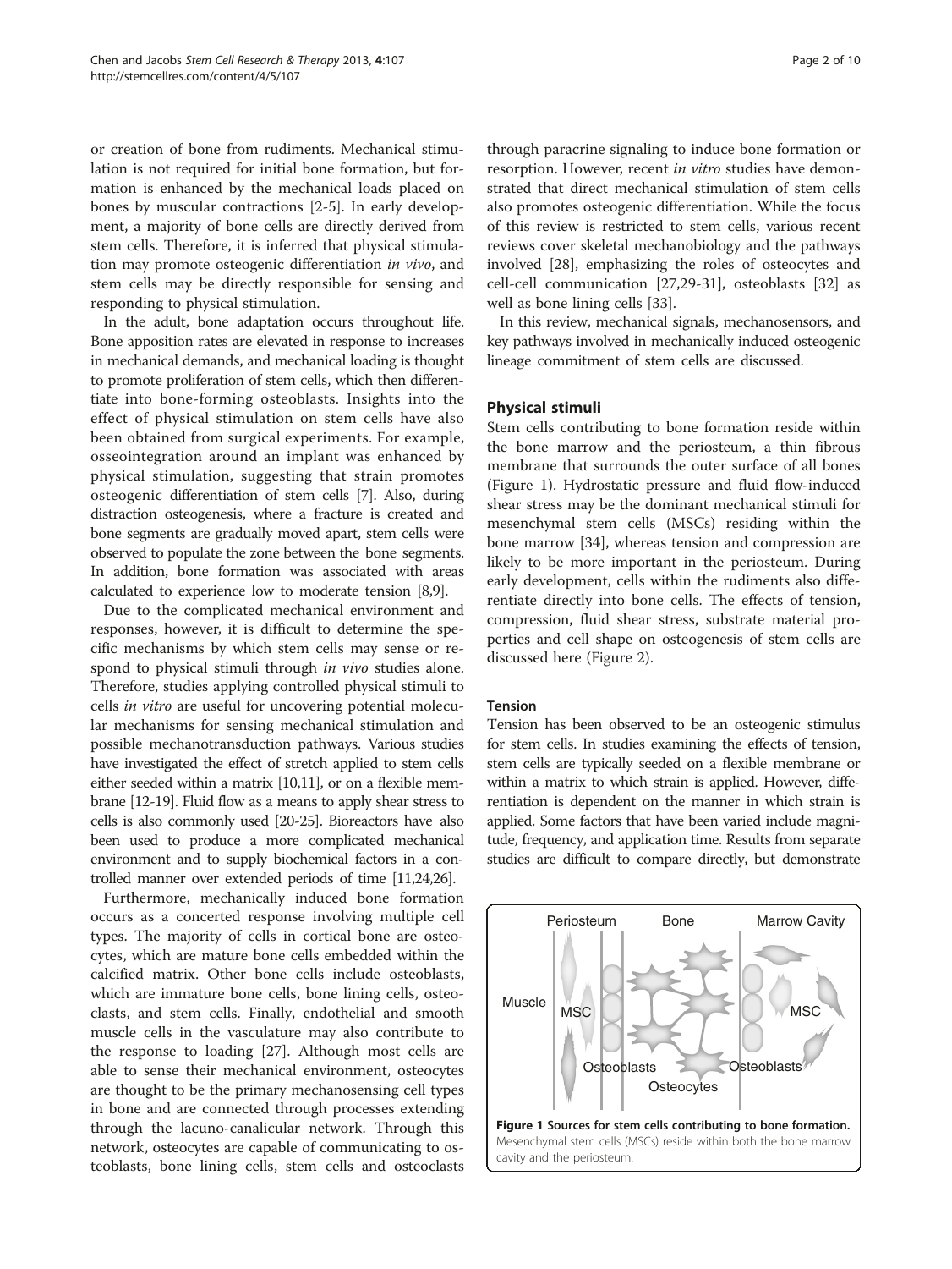or creation of bone from rudiments. Mechanical stimulation is not required for initial bone formation, but formation is enhanced by the mechanical loads placed on bones by muscular contractions [2-5]. In early development, a majority of bone cells are directly derived from stem cells. Therefore, it is inferred that physical stimulation may promote osteogenic differentiation *in vivo*, and stem cells may be directly responsible for sensing and responding to physical stimulation.

In the adult, bone adaptation occurs throughout life. Bone apposition rates are elevated in response to increases in mechanical demands, and mechanical loading is thought to promote proliferation of stem cells, which then differentiate into bone-forming osteoblasts. Insights into the effect of physical stimulation on stem cells have also been obtained from surgical experiments. For example, osseointegration around an implant was enhanced by physical stimulation, suggesting that strain promotes osteogenic differentiation of stem cells [7]. Also, during distraction osteogenesis, where a fracture is created and bone segments are gradually moved apart, stem cells were observed to populate the zone between the bone segments. In addition, bone formation was associated with areas calculated to experience low to moderate tension [8,9].

Due to the complicated mechanical environment and responses, however, it is difficult to determine the specific mechanisms by which stem cells may sense or respond to physical stimuli through *in vivo* studies alone. Therefore, studies applying controlled physical stimuli to cells *in vitro* are useful for uncovering potential molecular mechanisms for sensing mechanical stimulation and possible mechanotransduction pathways. Various studies have investigated the effect of stretch applied to stem cells either seeded within a matrix [10,11], or on a flexible membrane [12-19]. Fluid flow as a means to apply shear stress to cells is also commonly used [20-25]. Bioreactors have also been used to produce a more complicated mechanical environment and to supply biochemical factors in a controlled manner over extended periods of time [11,24,26].

Furthermore, mechanically induced bone formation occurs as a concerted response involving multiple cell types. The majority of cells in cortical bone are osteocytes, which are mature bone cells embedded within the calcified matrix. Other bone cells include osteoblasts, which are immature bone cells, bone lining cells, osteoclasts, and stem cells. Finally, endothelial and smooth muscle cells in the vasculature may also contribute to the response to loading [27]. Although most cells are able to sense their mechanical environment, osteocytes are thought to be the primary mechanosensing cell types in bone and are connected through processes extending through the lacuno-canalicular network. Through this network, osteocytes are capable of communicating to osteoblasts, bone lining cells, stem cells and osteoclasts through paracrine signaling to induce bone formation or resorption. However, recent *in vitro* studies have demonstrated that direct mechanical stimulation of stem cells also promotes osteogenic differentiation. While the focus of this review is restricted to stem cells, various recent reviews cover skeletal mechanobiology and the pathways involved [28], emphasizing the roles of osteocytes and cell-cell communication [27,29-31], osteoblasts [32] as well as bone lining cells [33].

In this review, mechanical signals, mechanosensors, and key pathways involved in mechanically induced osteogenic lineage commitment of stem cells are discussed.

## Physical stimuli

Stem cells contributing to bone formation reside within the bone marrow and the periosteum, a thin fibrous membrane that surrounds the outer surface of all bones (Figure 1). Hydrostatic pressure and fluid flow-induced shear stress may be the dominant mechanical stimuli for mesenchymal stem cells (MSCs) residing within the bone marrow [34], whereas tension and compression are likely to be more important in the periosteum. During early development, cells within the rudiments also differentiate directly into bone cells. The effects of tension, compression, fluid shear stress, substrate material properties and cell shape on osteogenesis of stem cells are discussed here (Figure 2).

### Tension

Tension has been observed to be an osteogenic stimulus for stem cells. In studies examining the effects of tension, stem cells are typically seeded on a flexible membrane or within a matrix to which strain is applied. However, differentiation is dependent on the manner in which strain is applied. Some factors that have been varied include magnitude, frequency, and application time. Results from separate studies are difficult to compare directly, but demonstrate

**Figure 1 Sources for stem cells contributing to bone formation.** Mesenchymal stem cells (MSCs) reside within both the bone marrow cavity and the periosteum.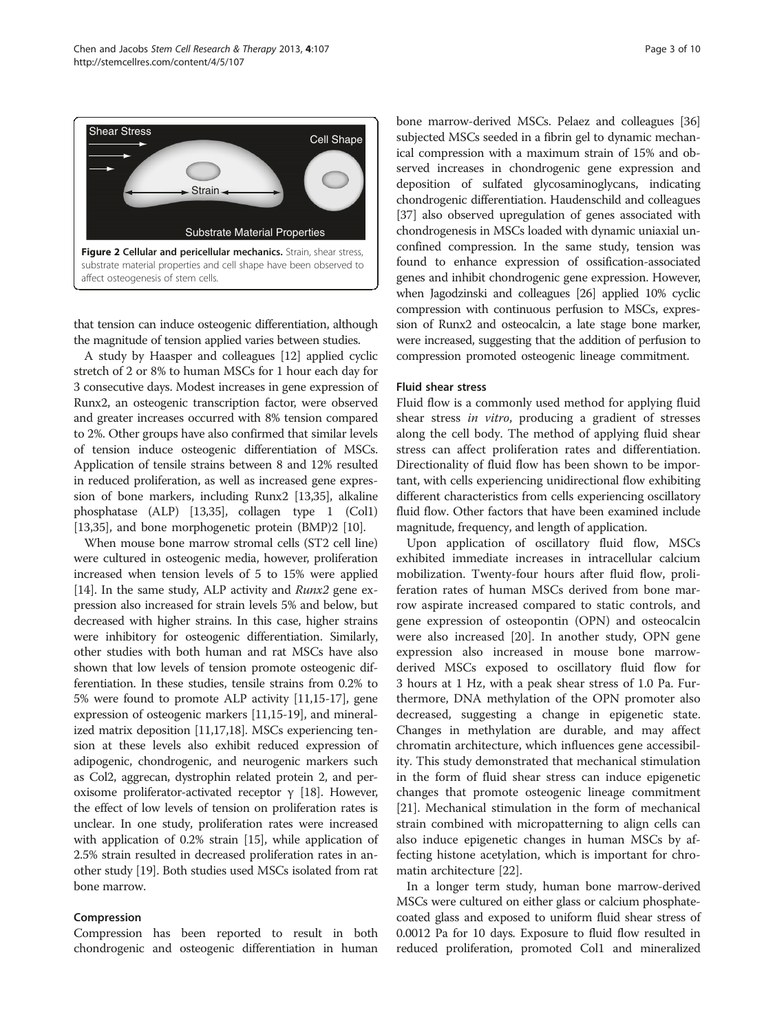Figure 2 Cellular and pericellular mechanics. Strain, shear stress, substrate material properties and cell shape have been observed to affect osteogenesis of stem cells.

that tension can induce osteogenic differentiation, although the magnitude of tension applied varies between studies.

A study by Haasper and colleagues [12] applied cyclic stretch of 2 or 8% to human MSCs for 1 hour each day for 3 consecutive days. Modest increases in gene expression of Runx2, an osteogenic transcription factor, were observed and greater increases occurred with 8% tension compared to 2%. Other groups have also confirmed that similar levels of tension induce osteogenic differentiation of MSCs. Application of tensile strains between 8 and 12% resulted in reduced proliferation, as well as increased gene expression of bone markers, including Runx2 [13,35], alkaline phosphatase (ALP) [13,35], collagen type 1 (Col1) [13,35], and bone morphogenetic protein (BMP)2 [10].

When mouse bone marrow stromal cells (ST2 cell line) were cultured in osteogenic media, however, proliferation increased when tension levels of 5 to 15% were applied [14]. In the same study, ALP activity and *Runx2* gene expression also increased for strain levels 5% and below, but decreased with higher strains. In this case, higher strains were inhibitory for osteogenic differentiation. Similarly, other studies with both human and rat MSCs have also shown that low levels of tension promote osteogenic differentiation. In these studies, tensile strains from 0.2% to 5% were found to promote ALP activity [11,15-17], gene expression of osteogenic markers [11,15-19], and mineralized matrix deposition [11,17,18]. MSCs experiencing tension at these levels also exhibit reduced expression of adipogenic, chondrogenic, and neurogenic markers such as Col2, aggrecan, dystrophin related protein 2, and peroxisome proliferator-activated receptor γ [18]. However, the effect of low levels of tension on proliferation rates is unclear. In one study, proliferation rates were increased with application of 0.2% strain [15], while application of 2.5% strain resulted in decreased proliferation rates in another study [19]. Both studies used MSCs isolated from rat bone marrow.

### Compression

Compression has been reported to result in both chondrogenic and osteogenic differentiation in human bone marrow-derived MSCs. Pelaez and colleagues [36] subjected MSCs seeded in a fibrin gel to dynamic mechanical compression with a maximum strain of 15% and observed increases in chondrogenic gene expression and deposition of sulfated glycosaminoglycans, indicating chondrogenic differentiation. Haudenschild and colleagues [37] also observed upregulation of genes associated with chondrogenesis in MSCs loaded with dynamic uniaxial unconfined compression. In the same study, tension was found to enhance expression of ossification-associated genes and inhibit chondrogenic gene expression. However, when Jagodzinski and colleagues [26] applied 10% cyclic compression with continuous perfusion to MSCs, expression of Runx2 and osteocalcin, a late stage bone marker, were increased, suggesting that the addition of perfusion to compression promoted osteogenic lineage commitment.

### Fluid shear stress

Fluid flow is a commonly used method for applying fluid shear stress *in vitro*, producing a gradient of stresses along the cell body. The method of applying fluid shear stress can affect proliferation rates and differentiation. Directionality of fluid flow has been shown to be important, with cells experiencing unidirectional flow exhibiting different characteristics from cells experiencing oscillatory fluid flow. Other factors that have been examined include magnitude, frequency, and length of application.

Upon application of oscillatory fluid flow, MSCs exhibited immediate increases in intracellular calcium mobilization. Twenty-four hours after fluid flow, proliferation rates of human MSCs derived from bone marrow aspirate increased compared to static controls, and gene expression of osteopontin (OPN) and osteocalcin were also increased [20]. In another study, OPN gene expression also increased in mouse bone marrow-derived MSCs exposed to oscillatory fluid flow for 3 hours at 1 Hz, with a peak shear stress of 1.0 Pa. Furthermore, DNA methylation of the OPN promoter also decreased, suggesting a change in epigenetic state. Changes in methylation are durable, and may affect chromatin architecture, which influences gene accessibility. This study demonstrated that mechanical stimulation in the form of fluid shear stress can induce epigenetic changes that promote osteogenic lineage commitment [21]. Mechanical stimulation in the form of mechanical strain combined with micropatterning to align cells can also induce epigenetic changes in human MSCs by affecting histone acetylation, which is important for chromatin architecture [22].

In a longer term study, human bone marrow-derived MSCs were cultured on either glass or calcium phosphate-coated glass and exposed to uniform fluid shear stress of 0.0012 Pa for 10 days. Exposure to fluid flow resulted in reduced proliferation, promoted Col1 and mineralized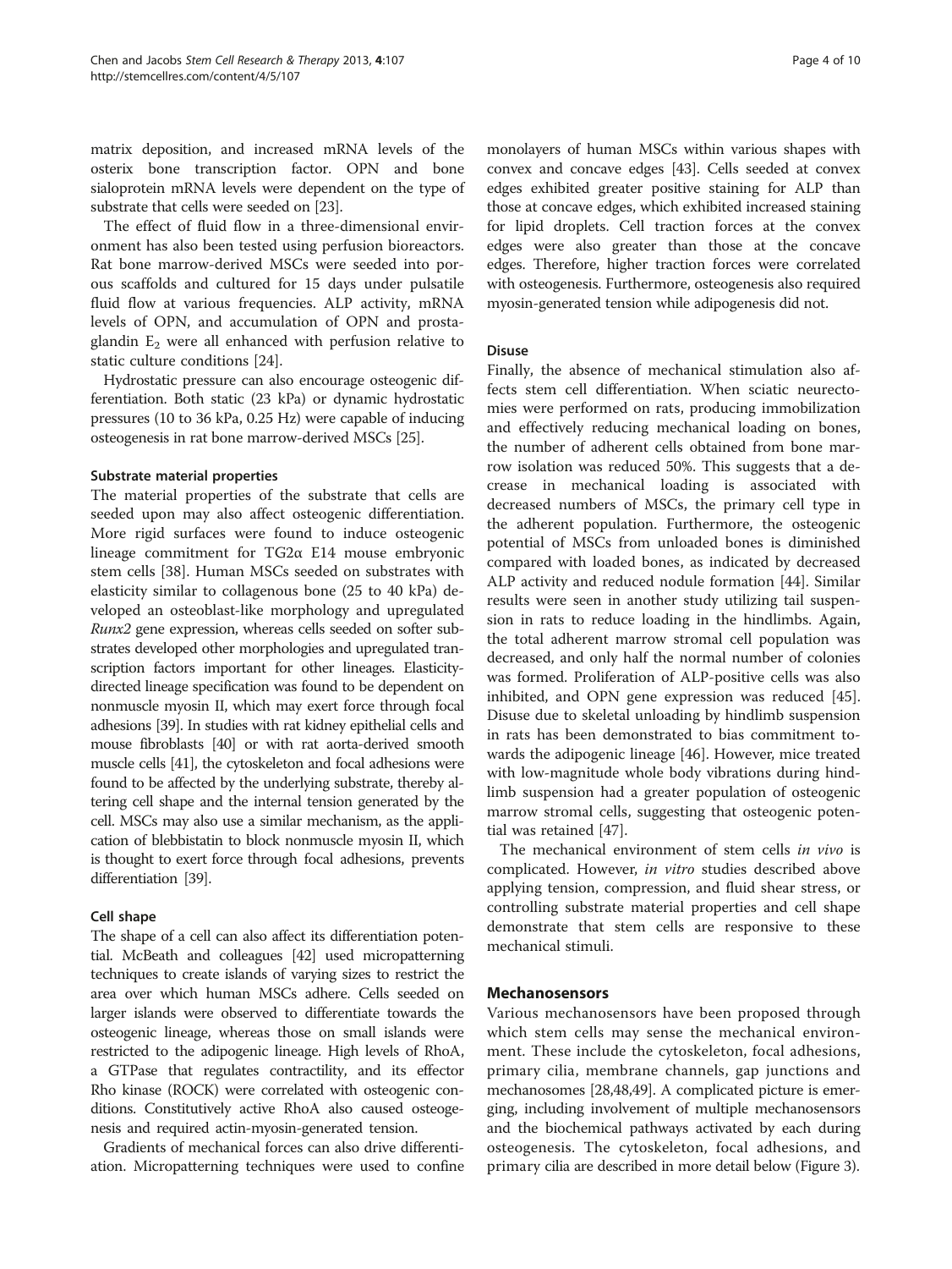matrix deposition, and increased mRNA levels of the osterix bone transcription factor. OPN and bone sialoprotein mRNA levels were dependent on the type of substrate that cells were seeded on [23].

The effect of fluid flow in a three-dimensional environment has also been tested using perfusion bioreactors. Rat bone marrow-derived MSCs were seeded into porous scaffolds and cultured for 15 days under pulsatile fluid flow at various frequencies. ALP activity, mRNA levels of OPN, and accumulation of OPN and prostaglandin $E_2$ were all enhanced with perfusion relative to static culture conditions [24].

Hydrostatic pressure can also encourage osteogenic differentiation. Both static (23 kPa) or dynamic hydrostatic pressures (10 to 36 kPa, 0.25 Hz) were capable of inducing osteogenesis in rat bone marrow-derived MSCs [25].

#### Substrate material properties

The material properties of the substrate that cells are seeded upon may also affect osteogenic differentiation. More rigid surfaces were found to induce osteogenic lineage commitment for TG2α E14 mouse embryonic stem cells [38]. Human MSCs seeded on substrates with elasticity similar to collagenous bone (25 to 40 kPa) developed an osteoblast-like morphology and upregulated *Runx2* gene expression, whereas cells seeded on softer substrates developed other morphologies and upregulated transcription factors important for other lineages. Elasticity-directed lineage specification was found to be dependent on nonmuscle myosin II, which may exert force through focal adhesions [39]. In studies with rat kidney epithelial cells and mouse fibroblasts [40] or with rat aorta-derived smooth muscle cells [41], the cytoskeleton and focal adhesions were found to be affected by the underlying substrate, thereby altering cell shape and the internal tension generated by the cell. MSCs may also use a similar mechanism, as the application of blebbistatin to block nonmuscle myosin II, which is thought to exert force through focal adhesions, prevents differentiation [39].

#### Cell shape

The shape of a cell can also affect its differentiation potential. McBeath and colleagues [42] used micropatterning techniques to create islands of varying sizes to restrict the area over which human MSCs adhere. Cells seeded on larger islands were observed to differentiate towards the osteogenic lineage, whereas those on small islands were restricted to the adipogenic lineage. High levels of RhoA, a GTPase that regulates contractility, and its effector Rho kinase (ROCK) were correlated with osteogenic conditions. Constitutively active RhoA also caused osteogenesis and required actin-myosin-generated tension.

Gradients of mechanical forces can also drive differentiation. Micropatterning techniques were used to confine monolayers of human MSCs within various shapes with convex and concave edges [43]. Cells seeded at convex edges exhibited greater positive staining for ALP than those at concave edges, which exhibited increased staining for lipid droplets. Cell traction forces at the convex edges were also greater than those at the concave edges. Therefore, higher traction forces were correlated with osteogenesis. Furthermore, osteogenesis also required myosin-generated tension while adipogenesis did not.

#### Disuse

Finally, the absence of mechanical stimulation also affects stem cell differentiation. When sciatic neurectomies were performed on rats, producing immobilization and effectively reducing mechanical loading on bones, the number of adherent cells obtained from bone marrow isolation was reduced 50%. This suggests that a decrease in mechanical loading is associated with decreased numbers of MSCs, the primary cell type in the adherent population. Furthermore, the osteogenic potential of MSCs from unloaded bones is diminished compared with loaded bones, as indicated by decreased ALP activity and reduced nodule formation [44]. Similar results were seen in another study utilizing tail suspension in rats to reduce loading in the hindlimbs. Again, the total adherent marrow stromal cell population was decreased, and only half the normal number of colonies was formed. Proliferation of ALP-positive cells was also inhibited, and OPN gene expression was reduced [45]. Disuse due to skeletal unloading by hindlimb suspension in rats has been demonstrated to bias commitment towards the adipogenic lineage [46]. However, mice treated with low-magnitude whole body vibrations during hindlimb suspension had a greater population of osteogenic marrow stromal cells, suggesting that osteogenic potential was retained [47].

The mechanical environment of stem cells *in vivo* is complicated. However, *in vitro* studies described above applying tension, compression, and fluid shear stress, or controlling substrate material properties and cell shape demonstrate that stem cells are responsive to these mechanical stimuli.

## Mechanosensors

Various mechanosensors have been proposed through which stem cells may sense the mechanical environment. These include the cytoskeleton, focal adhesions, primary cilia, membrane channels, gap junctions and mechanosomes [28,48,49]. A complicated picture is emerging, including involvement of multiple mechanosensors and the biochemical pathways activated by each during osteogenesis. The cytoskeleton, focal adhesions, and primary cilia are described in more detail below (Figure 3).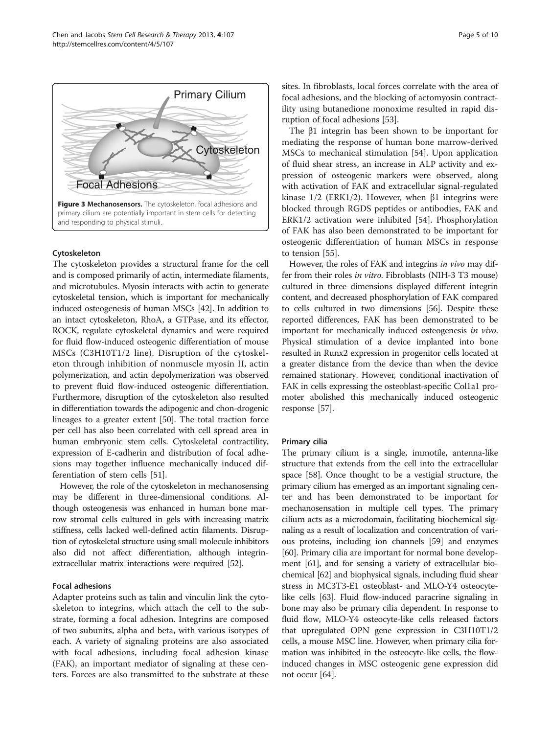**Figure 3 Mechanosensors.** The cytoskeleton, focal adhesions and primary cilium are potentially important in stem cells for detecting and responding to physical stimuli.

#### Cytoskeleton

The cytoskeleton provides a structural frame for the cell and is composed primarily of actin, intermediate filaments, and microtubules. Myosin interacts with actin to generate cytoskeletal tension, which is important for mechanically induced osteogenesis of human MSCs [42]. In addition to an intact cytoskeleton, RhoA, a GTPase, and its effector, ROCK, regulate cytoskeletal dynamics and were required for fluid flow-induced osteogenic differentiation of mouse MSCs (C3H10T1/2 line). Disruption of the cytoskeleton through inhibition of nonmuscle myosin II, actin polymerization, and actin depolymerization was observed to prevent fluid flow-induced osteogenic differentiation. Furthermore, disruption of the cytoskeleton also resulted in differentiation towards the adipogenic and chon-drogenic lineages to a greater extent [50]. The total traction force per cell has also been correlated with cell spread area in human embryonic stem cells. Cytoskeletal contractility, expression of E-cadherin and distribution of focal adhesions may together influence mechanically induced differentiation of stem cells [51].

However, the role of the cytoskeleton in mechanosensing may be different in three-dimensional conditions. Although osteogenesis was enhanced in human bone marrow stromal cells cultured in gels with increasing matrix stiffness, cells lacked well-defined actin filaments. Disruption of cytoskeletal structure using small molecule inhibitors also did not affect differentiation, although integrin-extracellular matrix interactions were required [52].

#### Focal adhesions

Adapter proteins such as talin and vinculin link the cytoskeleton to integrins, which attach the cell to the substrate, forming a focal adhesion. Integrins are composed of two subunits, alpha and beta, with various isotypes of each. A variety of signaling proteins are also associated with focal adhesions, including focal adhesion kinase (FAK), an important mediator of signaling at these centers. Forces are also transmitted to the substrate at these sites. In fibroblasts, local forces correlate with the area of focal adhesions, and the blocking of actomyosin contractility using butanedione monoxime resulted in rapid disruption of focal adhesions [53].

The β1 integrin has been shown to be important for mediating the response of human bone marrow-derived MSCs to mechanical stimulation [54]. Upon application of fluid shear stress, an increase in ALP activity and expression of osteogenic markers were observed, along with activation of FAK and extracellular signal-regulated kinase 1/2 (ERK1/2). However, when β1 integrins were blocked through RGDS peptides or antibodies, FAK and ERK1/2 activation were inhibited [54]. Phosphorylation of FAK has also been demonstrated to be important for osteogenic differentiation of human MSCs in response to tension [55].

However, the roles of FAK and integrins *in vivo* may differ from their roles *in vitro*. Fibroblasts (NIH-3 T3 mouse) cultured in three dimensions displayed different integrin content, and decreased phosphorylation of FAK compared to cells cultured in two dimensions [56]. Despite these reported differences, FAK has been demonstrated to be important for mechanically induced osteogenesis *in vivo*. Physical stimulation of a device implanted into bone resulted in Runx2 expression in progenitor cells located at a greater distance from the device than when the device remained stationary. However, conditional inactivation of FAK in cells expressing the osteoblast-specific Col1a1 promoter abolished this mechanically induced osteogenic response [57].

#### Primary cilia

The primary cilium is a single, immotile, antenna-like structure that extends from the cell into the extracellular space [58]. Once thought to be a vestigial structure, the primary cilium has emerged as an important signaling center and has been demonstrated to be important for mechanosensation in multiple cell types. The primary cilium acts as a microdomain, facilitating biochemical signaling as a result of localization and concentration of various proteins, including ion channels [59] and enzymes [60]. Primary cilia are important for normal bone development [61], and for sensing a variety of extracellular biochemical [62] and biophysical signals, including fluid shear stress in MC3T3-E1 osteoblast- and MLO-Y4 osteocyte-like cells [63]. Fluid flow-induced paracrine signaling in bone may also be primary cilia dependent. In response to fluid flow, MLO-Y4 osteocyte-like cells released factors that upregulated OPN gene expression in C3H10T1/2 cells, a mouse MSC line. However, when primary cilia formation was inhibited in the osteocyte-like cells, the flow-induced changes in MSC osteogenic gene expression did not occur [64].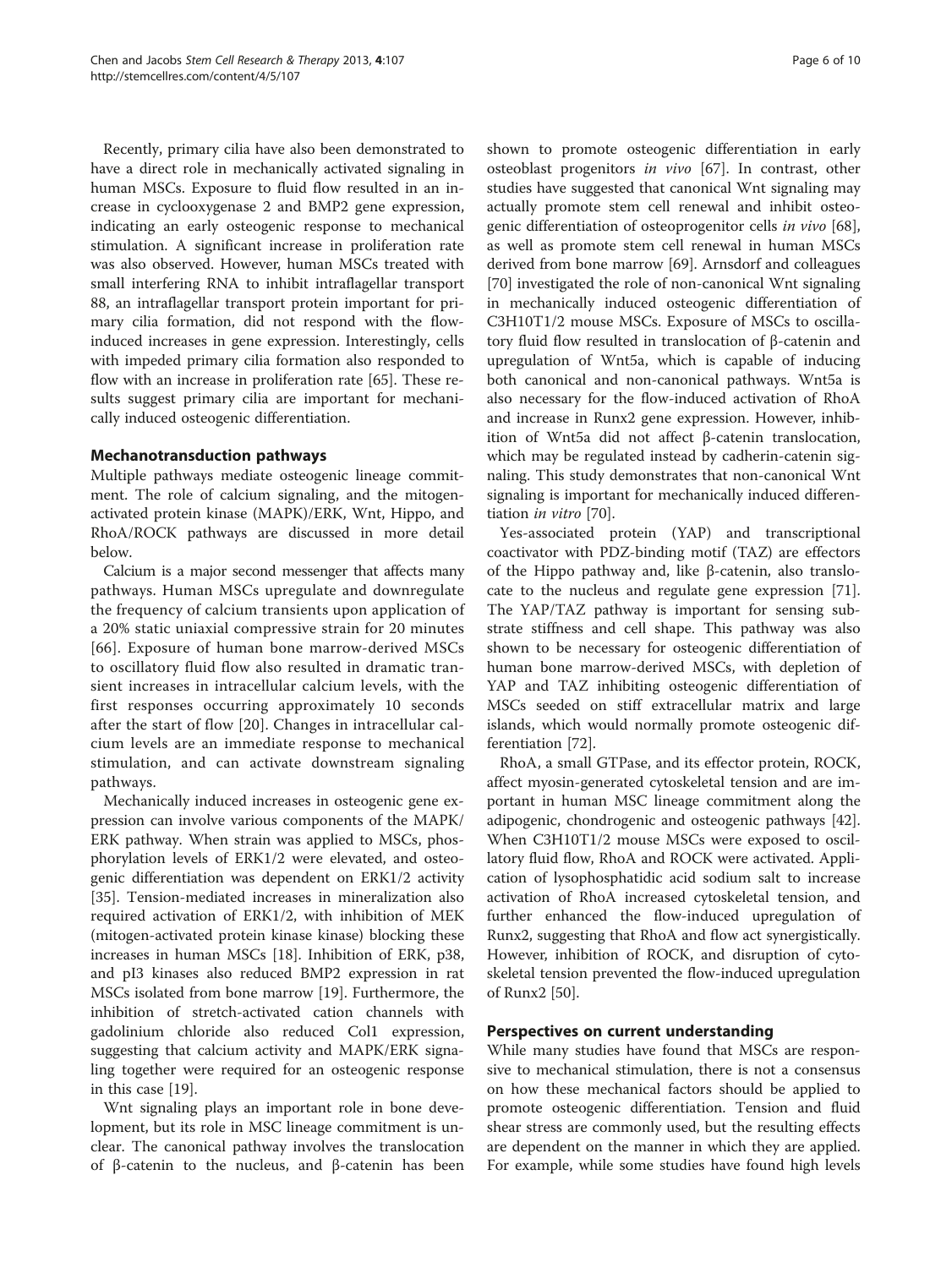Recently, primary cilia have also been demonstrated to have a direct role in mechanically activated signaling in human MSCs. Exposure to fluid flow resulted in an increase in cyclooxygenase 2 and BMP2 gene expression, indicating an early osteogenic response to mechanical stimulation. A significant increase in proliferation rate was also observed. However, human MSCs treated with small interfering RNA to inhibit intraflagellar transport 88, an intraflagellar transport protein important for primary cilia formation, did not respond with the flow-induced increases in gene expression. Interestingly, cells with impeded primary cilia formation also responded to flow with an increase in proliferation rate [65]. These results suggest primary cilia are important for mechanically induced osteogenic differentiation.

## Mechanotransduction pathways

Multiple pathways mediate osteogenic lineage commitment. The role of calcium signaling, and the mitogen-activated protein kinase (MAPK)/ERK, Wnt, Hippo, and RhoA/ROCK pathways are discussed in more detail below.

Calcium is a major second messenger that affects many pathways. Human MSCs upregulate and downregulate the frequency of calcium transients upon application of a 20% static uniaxial compressive strain for 20 minutes [66]. Exposure of human bone marrow-derived MSCs to oscillatory fluid flow also resulted in dramatic transient increases in intracellular calcium levels, with the first responses occurring approximately 10 seconds after the start of flow [20]. Changes in intracellular calcium levels are an immediate response to mechanical stimulation, and can activate downstream signaling pathways.

Mechanically induced increases in osteogenic gene expression can involve various components of the MAPK/ERK pathway. When strain was applied to MSCs, phosphorylation levels of ERK1/2 were elevated, and osteogenic differentiation was dependent on ERK1/2 activity [35]. Tension-mediated increases in mineralization also required activation of ERK1/2, with inhibition of MEK (mitogen-activated protein kinase kinase) blocking these increases in human MSCs [18]. Inhibition of ERK, p38, and pI3 kinases also reduced BMP2 expression in rat MSCs isolated from bone marrow [19]. Furthermore, the inhibition of stretch-activated cation channels with gadolinium chloride also reduced Col1 expression, suggesting that calcium activity and MAPK/ERK signaling together were required for an osteogenic response in this case [19].

Wnt signaling plays an important role in bone development, but its role in MSC lineage commitment is unclear. The canonical pathway involves the translocation of β-catenin to the nucleus, and β-catenin has been shown to promote osteogenic differentiation in early osteoblast progenitors *in vivo* [67]. In contrast, other studies have suggested that canonical Wnt signaling may actually promote stem cell renewal and inhibit osteogenic differentiation of osteoprogenitor cells *in vivo* [68], as well as promote stem cell renewal in human MSCs derived from bone marrow [69]. Arnsdorf and colleagues [70] investigated the role of non-canonical Wnt signaling in mechanically induced osteogenic differentiation of C3H10T1/2 mouse MSCs. Exposure of MSCs to oscillatory fluid flow resulted in translocation of β-catenin and upregulation of Wnt5a, which is capable of inducing both canonical and non-canonical pathways. Wnt5a is also necessary for the flow-induced activation of RhoA and increase in Runx2 gene expression. However, inhibition of Wnt5a did not affect β-catenin translocation, which may be regulated instead by cadherin-catenin signaling. This study demonstrates that non-canonical Wnt signaling is important for mechanically induced differentiation *in vitro* [70].

Yes-associated protein (YAP) and transcriptional coactivator with PDZ-binding motif (TAZ) are effectors of the Hippo pathway and, like β-catenin, also translocate to the nucleus and regulate gene expression [71]. The YAP/TAZ pathway is important for sensing substrate stiffness and cell shape. This pathway was also shown to be necessary for osteogenic differentiation of human bone marrow-derived MSCs, with depletion of YAP and TAZ inhibiting osteogenic differentiation of MSCs seeded on stiff extracellular matrix and large islands, which would normally promote osteogenic differentiation [72].

RhoA, a small GTPase, and its effector protein, ROCK, affect myosin-generated cytoskeletal tension and are important in human MSC lineage commitment along the adipogenic, chondrogenic and osteogenic pathways [42]. When C3H10T1/2 mouse MSCs were exposed to oscillatory fluid flow, RhoA and ROCK were activated. Application of lysophosphatidic acid sodium salt to increase activation of RhoA increased cytoskeletal tension, and further enhanced the flow-induced upregulation of Runx2, suggesting that RhoA and flow act synergistically. However, inhibition of ROCK, and disruption of cytoskeletal tension prevented the flow-induced upregulation of Runx2 [50].

## Perspectives on current understanding

While many studies have found that MSCs are responsive to mechanical stimulation, there is not a consensus on how these mechanical factors should be applied to promote osteogenic differentiation. Tension and fluid shear stress are commonly used, but the resulting effects are dependent on the manner in which they are applied. For example, while some studies have found high levels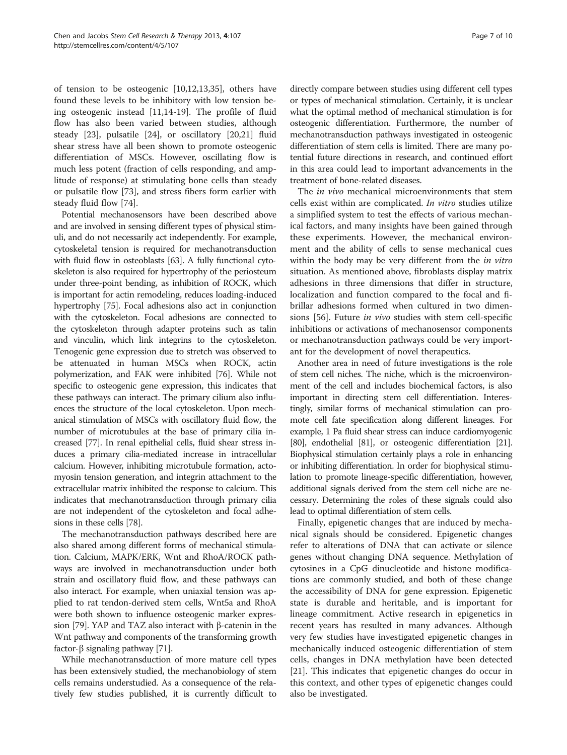of tension to be osteogenic [10,12,13,35], others have found these levels to be inhibitory with low tension being osteogenic instead [11,14-19]. The profile of fluid flow has also been varied between studies, although steady [23], pulsatile [24], or oscillatory [20,21] fluid shear stress have all been shown to promote osteogenic differentiation of MSCs. However, oscillating flow is much less potent (fraction of cells responding, and amplitude of response) at stimulating bone cells than steady or pulsatile flow [73], and stress fibers form earlier with steady fluid flow [74].

Potential mechanosensors have been described above and are involved in sensing different types of physical stimuli, and do not necessarily act independently. For example, cytoskeletal tension is required for mechanotransduction with fluid flow in osteoblasts [63]. A fully functional cytoskeleton is also required for hypertrophy of the periosteum under three-point bending, as inhibition of ROCK, which is important for actin remodeling, reduces loading-induced hypertrophy [75]. Focal adhesions also act in conjunction with the cytoskeleton. Focal adhesions are connected to the cytoskeleton through adapter proteins such as talin and vinculin, which link integrins to the cytoskeleton. Tenogenic gene expression due to stretch was observed to be attenuated in human MSCs when ROCK, actin polymerization, and FAK were inhibited [76]. While not specific to osteogenic gene expression, this indicates that these pathways can interact. The primary cilium also influences the structure of the local cytoskeleton. Upon mechanical stimulation of MSCs with oscillatory fluid flow, the number of microtubules at the base of primary cilia increased [77]. In renal epithelial cells, fluid shear stress induces a primary cilia-mediated increase in intracellular calcium. However, inhibiting microtubule formation, actomyosin tension generation, and integrin attachment to the extracellular matrix inhibited the response to calcium. This indicates that mechanotransduction through primary cilia are not independent of the cytoskeleton and focal adhesions in these cells [78].

The mechanotransduction pathways described here are also shared among different forms of mechanical stimulation. Calcium, MAPK/ERK, Wnt and RhoA/ROCK pathways are involved in mechanotransduction under both strain and oscillatory fluid flow, and these pathways can also interact. For example, when uniaxial tension was applied to rat tendon-derived stem cells, Wnt5a and RhoA were both shown to influence osteogenic marker expression [79]. YAP and TAZ also interact with β-catenin in the Wnt pathway and components of the transforming growth factor-β signaling pathway [71].

While mechanotransduction of more mature cell types has been extensively studied, the mechanobiology of stem cells remains understudied. As a consequence of the relatively few studies published, it is currently difficult to directly compare between studies using different cell types or types of mechanical stimulation. Certainly, it is unclear what the optimal method of mechanical stimulation is for osteogenic differentiation. Furthermore, the number of mechanotransduction pathways investigated in osteogenic differentiation of stem cells is limited. There are many potential future directions in research, and continued effort in this area could lead to important advancements in the treatment of bone-related diseases.

The *in vivo* mechanical microenvironments that stem cells exist within are complicated. *In vitro* studies utilize a simplified system to test the effects of various mechanical factors, and many insights have been gained through these experiments. However, the mechanical environment and the ability of cells to sense mechanical cues within the body may be very different from the *in vitro* situation. As mentioned above, fibroblasts display matrix adhesions in three dimensions that differ in structure, localization and function compared to the focal and fibrillar adhesions formed when cultured in two dimensions [56]. Future *in vivo* studies with stem cell-specific inhibitions or activations of mechanosensor components or mechanotransduction pathways could be very important for the development of novel therapeutics.

Another area in need of future investigations is the role of stem cell niches. The niche, which is the microenvironment of the cell and includes biochemical factors, is also important in directing stem cell differentiation. Interestingly, similar forms of mechanical stimulation can promote cell fate specification along different lineages. For example, 1 Pa fluid shear stress can induce cardiomyogenic [80], endothelial [81], or osteogenic differentiation [21]. Biophysical stimulation certainly plays a role in enhancing or inhibiting differentiation. In order for biophysical stimulation to promote lineage-specific differentiation, however, additional signals derived from the stem cell niche are necessary. Determining the roles of these signals could also lead to optimal differentiation of stem cells.

Finally, epigenetic changes that are induced by mechanical signals should be considered. Epigenetic changes refer to alterations of DNA that can activate or silence genes without changing DNA sequence. Methylation of cytosines in a CpG dinucleotide and histone modifications are commonly studied, and both of these change the accessibility of DNA for gene expression. Epigenetic state is durable and heritable, and is important for lineage commitment. Active research in epigenetics in recent years has resulted in many advances. Although very few studies have investigated epigenetic changes in mechanically induced osteogenic differentiation of stem cells, changes in DNA methylation have been detected [21]. This indicates that epigenetic changes do occur in this context, and other types of epigenetic changes could also be investigated.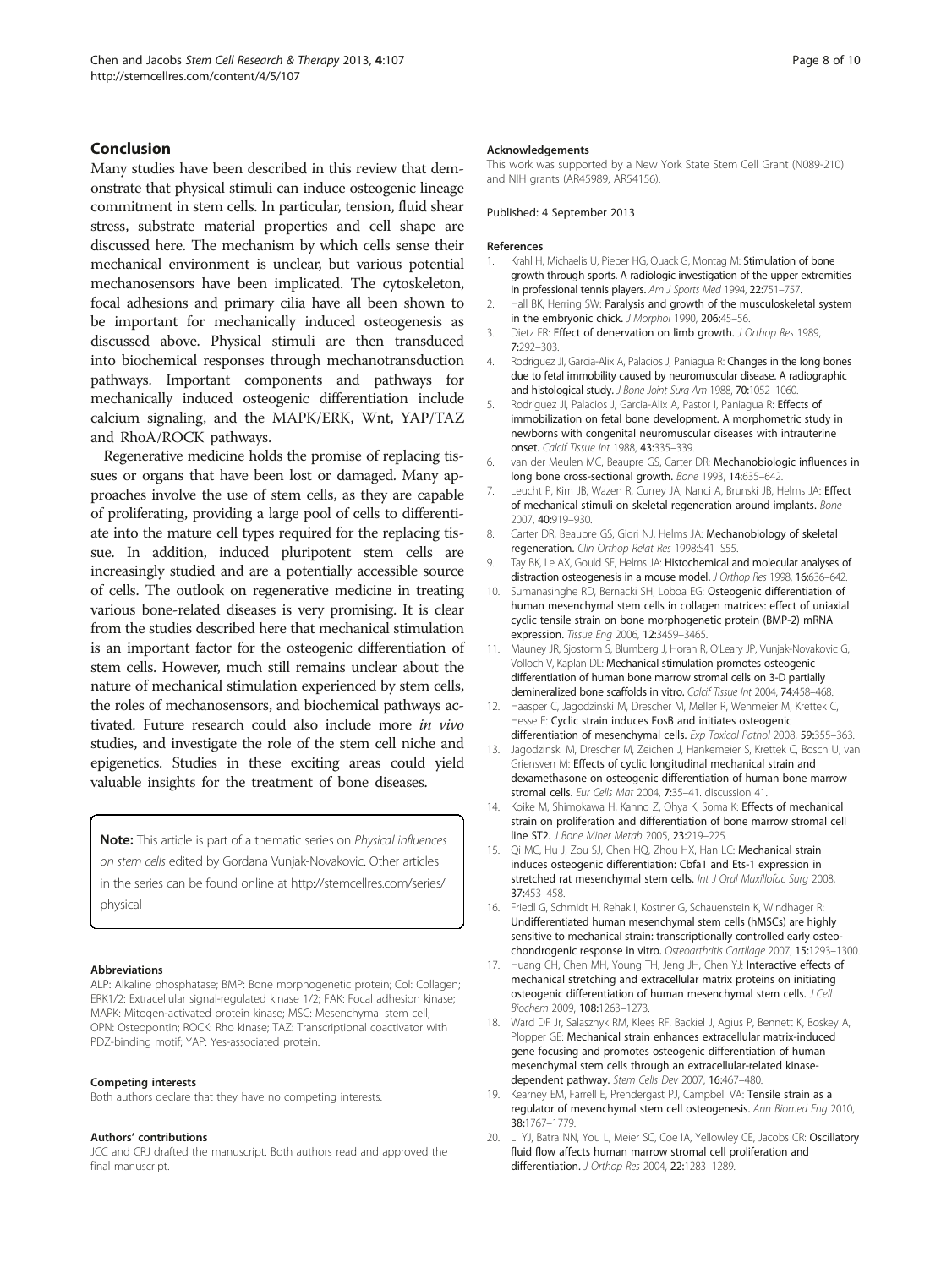## Conclusion

Many studies have been described in this review that demonstrate that physical stimuli can induce osteogenic lineage commitment in stem cells. In particular, tension, fluid shear stress, substrate material properties and cell shape are discussed here. The mechanism by which cells sense their mechanical environment is unclear, but various potential mechanosensors have been implicated. The cytoskeleton, focal adhesions and primary cilia have all been shown to be important for mechanically induced osteogenesis as discussed above. Physical stimuli are then transduced into biochemical responses through mechanotransduction pathways. Important components and pathways for mechanically induced osteogenic differentiation include calcium signaling, and the MAPK/ERK, Wnt, YAP/TAZ and RhoA/ROCK pathways.

Regenerative medicine holds the promise of replacing tissues or organs that have been lost or damaged. Many approaches involve the use of stem cells, as they are capable of proliferating, providing a large pool of cells to differentiate into the mature cell types required for the replacing tissue. In addition, induced pluripotent stem cells are increasingly studied and are a potentially accessible source of cells. The outlook on regenerative medicine in treating various bone-related diseases is very promising. It is clear from the studies described here that mechanical stimulation is an important factor for the osteogenic differentiation of stem cells. However, much still remains unclear about the nature of mechanical stimulation experienced by stem cells, the roles of mechanosensors, and biochemical pathways activated. Future research could also include more *in vivo* studies, and investigate the role of the stem cell niche and epigenetics. Studies in these exciting areas could yield valuable insights for the treatment of bone diseases.

**Note:** This article is part of a thematic series on *Physical influences on stem cells* edited by Gordana Vunjak-Novakovic. Other articles in the series can be found online at http://stemcellres.com/series/physical

#### Abbreviations

ALP: Alkaline phosphatase; BMP: Bone morphogenetic protein; Col: Collagen; ERK1/2: Extracellular signal-regulated kinase 1/2; FAK: Focal adhesion kinase; MAPK: Mitogen-activated protein kinase; MSC: Mesenchymal stem cell; OPN: Osteopontin; ROCK: Rho kinase; TAZ: Transcriptional coactivator with PDZ-binding motif; YAP: Yes-associated protein.

#### Competing interests

Both authors declare that they have no competing interests.

#### Authors' contributions

JCC and CRJ drafted the manuscript. Both authors read and approved the final manuscript.

#### Acknowledgements

This work was supported by a New York State Stem Cell Grant (N089-210) and NIH grants (AR45989, AR54156).

Published: 4 September 2013

#### References

1. Krahl H, Michaelis U, Pieper HG, Quack G, Montag M: **Stimulation of bone growth through sports. A radiologic investigation of the upper extremities in professional tennis players.** *Am J Sports Med* 1994, **22:**751–757.
2. Hall BK, Herring SW: **Paralysis and growth of the musculoskeletal system in the embryonic chick.** *J Morphol* 1990, **206:**45–56.
3. Dietz FR: **Effect of denervation on limb growth.** *J Orthop Res* 1989, **7:**292–303.
4. Rodriguez JI, Garcia-Alix A, Palacios J, Paniagua R: **Changes in the long bones due to fetal immobility caused by neuromuscular disease. A radiographic and histological study.** *J Bone Joint Surg Am* 1988, **70:**1052–1060.
5. Rodriguez JI, Palacios J, Garcia-Alix A, Pastor I, Paniagua R: **Effects of immobilization on fetal bone development. A morphometric study in newborns with congenital neuromuscular diseases with intrauterine onset.** *Calcif Tissue Int* 1988, **43:**335–339.
6. van der Meulen MC, Beaupre GS, Carter DR: **Mechanobiologic influences in long bone cross-sectional growth.** *Bone* 1993, **14:**635–642.
7. Leucht P, Kim JB, Wazen R, Currey JA, Nanci A, Brunski JB, Helms JA: **Effect of mechanical stimuli on skeletal regeneration around implants.** *Bone* 2007, **40:**919–930.
8. Carter DR, Beaupre GS, Giori NJ, Helms JA: **Mechanobiology of skeletal regeneration.** *Clin Orthop Relat Res* 1998:S41–S55.
9. Tay BK, Le AX, Gould SE, Helms JA: **Histochemical and molecular analyses of distraction osteogenesis in a mouse model.** *J Orthop Res* 1998, **16:**636–642.
10. Sumanasinghe RD, Bernacki SH, Loboa EG: **Osteogenic differentiation of human mesenchymal stem cells in collagen matrices: effect of uniaxial cyclic tensile strain on bone morphogenetic protein (BMP-2) mRNA expression.** *Tissue Eng* 2006, **12:**3459–3465.
11. Mauney JR, Sjostorm S, Blumberg J, Horan R, O'Leary JP, Vunjak-Novakovic G, Volloch V, Kaplan DL: **Mechanical stimulation promotes osteogenic differentiation of human bone marrow stromal cells on 3-D partially demineralized bone scaffolds in vitro.** *Calcif Tissue Int* 2004, **74:**458–468.
12. Haasper C, Jagodzinski M, Drescher M, Meller R, Wehmeier M, Krettek C, Hesse E: **Cyclic strain induces FosB and initiates osteogenic differentiation of mesenchymal cells.** *Exp Toxicol Pathol* 2008, **59:**355–363.
13. Jagodzinski M, Drescher M, Zeichen J, Hankemeier S, Krettek C, Bosch U, van Griensven M: **Effects of cyclic longitudinal mechanical strain and dexamethasone on osteogenic differentiation of human bone marrow stromal cells.** *Eur Cells Mat* 2004, **7:**35–41. discussion 41.
14. Koike M, Shimokawa H, Kanno Z, Ohya K, Soma K: **Effects of mechanical strain on proliferation and differentiation of bone marrow stromal cell line ST2.** *J Bone Miner Metab* 2005, **23:**219–225.
15. Qi MC, Hu J, Zou SJ, Chen HQ, Zhou HX, Han LC: **Mechanical strain induces osteogenic differentiation: Cbfa1 and Ets-1 expression in stretched rat mesenchymal stem cells.** *Int J Oral Maxillofac Surg* 2008, **37:**453–458.
16. Friedl G, Schmidt H, Rehak I, Kostner G, Schauenstein K, Windhager R: **Undifferentiated human mesenchymal stem cells (hMSCs) are highly sensitive to mechanical strain: transcriptionally controlled early osteo-chondrogenic response in vitro.** *Osteoarthritis Cartilage* 2007, **15:**1293–1300.
17. Huang CH, Chen MH, Young TH, Jeng JH, Chen YJ: **Interactive effects of mechanical stretching and extracellular matrix proteins on initiating osteogenic differentiation of human mesenchymal stem cells.** *J Cell Biochem* 2009, **108:**1263–1273.
18. Ward DF Jr, Salasznyk RM, Klees RF, Backiel J, Agius P, Bennett K, Boskey A, Plopper GE: **Mechanical strain enhances extracellular matrix-induced gene focusing and promotes osteogenic differentiation of human mesenchymal stem cells through an extracellular-related kinase-dependent pathway.** *Stem Cells Dev* 2007, **16:**467–480.
19. Kearney EM, Farrell E, Prendergast PJ, Campbell VA: **Tensile strain as a regulator of mesenchymal stem cell osteogenesis.** *Ann Biomed Eng* 2010, **38:**1767–1779.
20. Li YJ, Batra NN, You L, Meier SC, Coe IA, Yellowley CE, Jacobs CR: **Oscillatory fluid flow affects human marrow stromal cell proliferation and differentiation.** *J Orthop Res* 2004, **22:**1283–1289.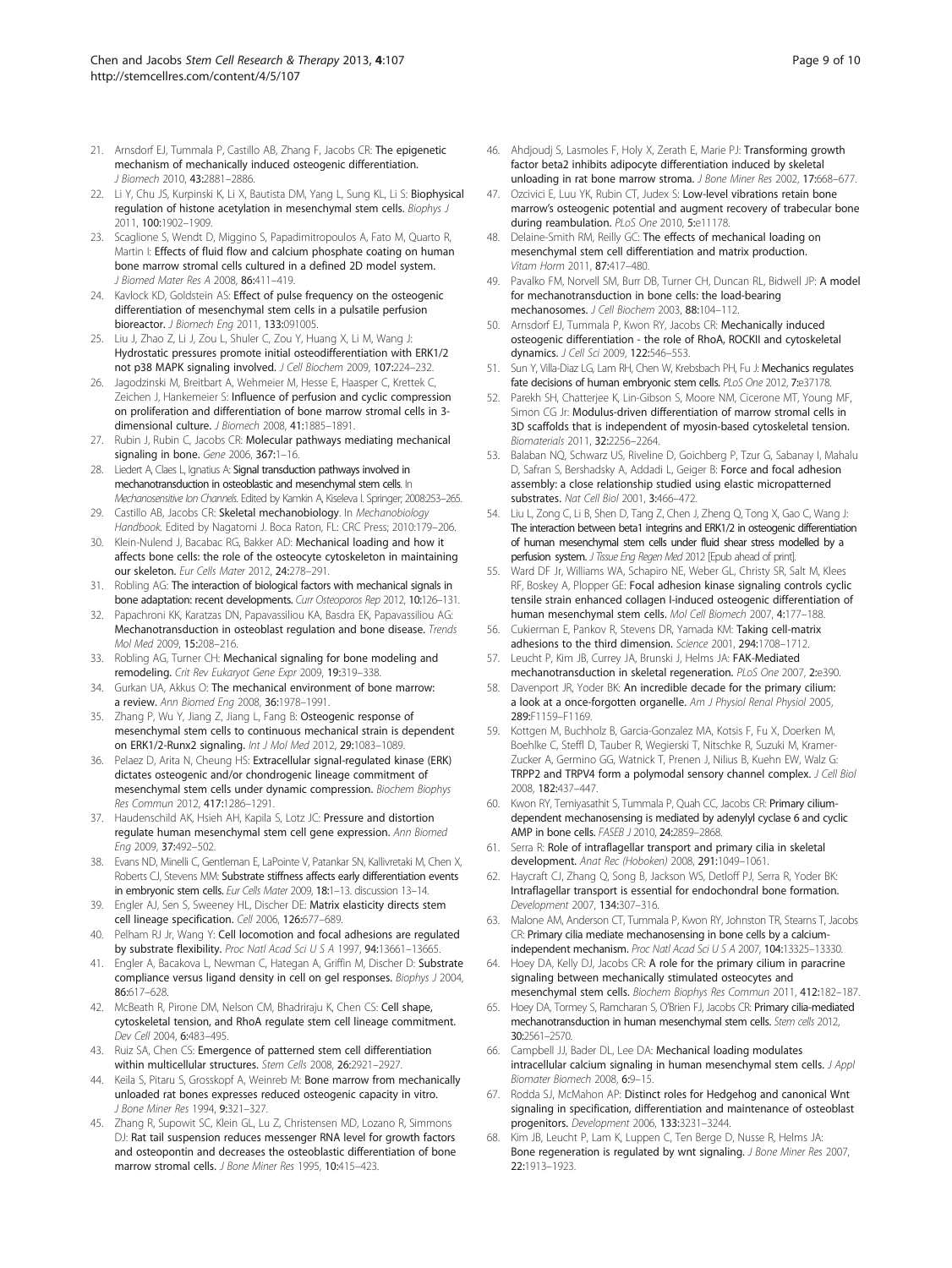21. Arnsdorf EJ, Tummala P, Castillo AB, Zhang F, Jacobs CR: **The epigenetic mechanism of mechanically induced osteogenic differentiation.** *J Biomech* 2010, **43:**2881–2886.
22. Li Y, Chu JS, Kurpinski K, Li X, Bautista DM, Yang L, Sung KL, Li S: **Biophysical regulation of histone acetylation in mesenchymal stem cells.** *Biophys J* 2011, **100:**1902–1909.
23. Scaglione S, Wendt D, Miggino S, Papadimitropoulos A, Fato M, Quarto R, Martin I: **Effects of fluid flow and calcium phosphate coating on human bone marrow stromal cells cultured in a defined 2D model system.** *J Biomed Mater Res A* 2008, **86:**411–419.
24. Kavlock KD, Goldstein AS: **Effect of pulse frequency on the osteogenic differentiation of mesenchymal stem cells in a pulsatile perfusion bioreactor.** *J Biomech Eng* 2011, **133:**091005.
25. Liu J, Zhao Z, Li J, Zou L, Shuler C, Zou Y, Huang X, Li M, Wang J: **Hydrostatic pressures promote initial osteodifferentiation with ERK1/2 not p38 MAPK signaling involved.** *J Cell Biochem* 2009, **107:**224–232.
26. Jagodzinski M, Breitbart A, Wehmeier M, Hesse E, Haasper C, Krettek C, Zeichen J, Hankemeier S: **Influence of perfusion and cyclic compression on proliferation and differentiation of bone marrow stromal cells in 3-dimensional culture.** *J Biomech* 2008, **41:**1885–1891.
27. Rubin J, Rubin C, Jacobs CR: **Molecular pathways mediating mechanical signaling in bone.** *Gene* 2006, **367:**1–16.
28. Liedert A, Claes L, Ignatius A: **Signal transduction pathways involved in mechanotransduction in osteoblastic and mesenchymal stem cells.** In *Mechanosensitive Ion Channels*. Edited by Kamkin A, Kiseleva I. Springer; 2008:253–265.
29. Castillo AB, Jacobs CR: **Skeletal mechanobiology.** In *Mechanobiology Handbook*. Edited by Nagatomi J. Boca Raton, FL: CRC Press; 2010:179–206.
30. Klein-Nulend J, Bacabac RG, Bakker AD: **Mechanical loading and how it affects bone cells: the role of the osteocyte cytoskeleton in maintaining our skeleton.** *Eur Cells Mater* 2012, **24:**278–291.
31. Robling AG: **The interaction of biological factors with mechanical signals in bone adaptation: recent developments.** *Curr Osteoporos Rep* 2012, **10:**126–131.
32. Papachroni KK, Karatzas DN, Papavassiliou KA, Basdra EK, Papavassiliou AG: **Mechanotransduction in osteoblast regulation and bone disease.** *Trends Mol Med* 2009, **15:**208–216.
33. Robling AG, Turner CH: **Mechanical signaling for bone modeling and remodeling.** *Crit Rev Eukaryot Gene Expr* 2009, **19:**319–338.
34. Gurkan UA, Akkus O: **The mechanical environment of bone marrow: a review.** *Ann Biomed Eng* 2008, **36:**1978–1991.
35. Zhang P, Wu Y, Jiang Z, Jiang L, Fang B: **Osteogenic response of mesenchymal stem cells to continuous mechanical strain is dependent on ERK1/2-Runx2 signaling.** *Int J Mol Med* 2012, **29:**1083–1089.
36. Pelaez D, Arita N, Cheung HS: **Extracellular signal-regulated kinase (ERK) dictates osteogenic and/or chondrogenic lineage commitment of mesenchymal stem cells under dynamic compression.** *Biochem Biophys Res Commun* 2012, **417:**1286–1291.
37. Haudenschild AK, Hsieh AH, Kapila S, Lotz JC: **Pressure and distortion regulate human mesenchymal stem cell gene expression.** *Ann Biomed Eng* 2009, **37:**492–502.
38. Evans ND, Minelli C, Gentleman E, LaPointe V, Patankar SN, Kallivretaki M, Chen X, Roberts CJ, Stevens MM: **Substrate stiffness affects early differentiation events in embryonic stem cells.** *Eur Cells Mater* 2009, **18:**1–13. discussion 13–14.
39. Engler AJ, Sen S, Sweeney HL, Discher DE: **Matrix elasticity directs stem cell lineage specification.** *Cell* 2006, **126:**677–689.
40. Pelham RJ Jr, Wang Y: **Cell locomotion and focal adhesions are regulated by substrate flexibility.** *Proc Natl Acad Sci U S A* 1997, **94:**13661–13665.
41. Engler A, Bacakova L, Newman C, Hategan A, Griffin M, Discher D: **Substrate compliance versus ligand density in cell on gel responses.** *Biophys J* 2004, **86:**617–628.
42. McBeath R, Pirone DM, Nelson CM, Bhadriraju K, Chen CS: **Cell shape, cytoskeletal tension, and RhoA regulate stem cell lineage commitment.** *Dev Cell* 2004, **6:**483–495.
43. Ruiz SA, Chen CS: **Emergence of patterned stem cell differentiation within multicellular structures.** *Stem Cells* 2008, **26:**2921–2927.
44. Keila S, Pitaru S, Grosskopf A, Weinreb M: **Bone marrow from mechanically unloaded rat bones expresses reduced osteogenic capacity in vitro.** *J Bone Miner Res* 1994, **9:**321–327.
45. Zhang R, Supowit SC, Klein GL, Lu Z, Christensen MD, Lozano R, Simmons DJ: **Rat tail suspension reduces messenger RNA level for growth factors and osteopontin and decreases the osteoblastic differentiation of bone marrow stromal cells.** *J Bone Miner Res* 1995, **10:**415–423.
46. Ahdjoudj S, Lasmoles F, Holy X, Zerath E, Marie PJ: **Transforming growth factor beta2 inhibits adipocyte differentiation induced by skeletal unloading in rat bone marrow stroma.** *J Bone Miner Res* 2002, **17:**668–677.
47. Ozcivici E, Luu YK, Rubin CT, Judex S: **Low-level vibrations retain bone marrow's osteogenic potential and augment recovery of trabecular bone during reambulation.** *PLoS One* 2010, **5:**e11178.
48. Delaine-Smith RM, Reilly GC: **The effects of mechanical loading on mesenchymal stem cell differentiation and matrix production.** *Vitam Horm* 2011, **87:**417–480.
49. Pavalko FM, Norvell SM, Burr DB, Turner CH, Duncan RL, Bidwell JP: **A model for mechanotransduction in bone cells: the load-bearing mechanosomes.** *J Cell Biochem* 2003, **88:**104–112.
50. Arnsdorf EJ, Tummala P, Kwon RY, Jacobs CR: **Mechanically induced osteogenic differentiation - the role of RhoA, ROCKII and cytoskeletal dynamics.** *J Cell Sci* 2009, **122:**546–553.
51. Sun Y, Villa-Diaz LG, Lam RH, Chen W, Krebsbach PH, Fu J: **Mechanics regulates fate decisions of human embryonic stem cells.** *PLoS One* 2012, **7:**e37178.
52. Parekh SH, Chatterjee K, Lin-Gibson S, Moore NM, Cicerone MT, Young MF, Simon CG Jr: **Modulus-driven differentiation of marrow stromal cells in 3D scaffolds that is independent of myosin-based cytoskeletal tension.** *Biomaterials* 2011, **32:**2256–2264.
53. Balaban NQ, Schwarz US, Riveline D, Goichberg P, Tzur G, Sabanay I, Mahalu D, Safran S, Bershadsky A, Addadi L, Geiger B: **Force and focal adhesion assembly: a close relationship studied using elastic micropatterned substrates.** *Nat Cell Biol* 2001, **3:**466–472.
54. Liu L, Zong C, Li B, Shen D, Tang Z, Chen J, Zheng Q, Tong X, Gao C, Wang J: **The interaction between beta1 integrins and ERK1/2 in osteogenic differentiation of human mesenchymal stem cells under fluid shear stress modelled by a perfusion system.** *J Tissue Eng Regen Med* 2012 [Epub ahead of print].
55. Ward DF Jr, Williams WA, Schapiro NE, Weber GL, Christy SR, Salt M, Klees RF, Boskey A, Plopper GE: **Focal adhesion kinase signaling controls cyclic tensile strain enhanced collagen I-induced osteogenic differentiation of human mesenchymal stem cells.** *Mol Cell Biomech* 2007, **4:**177–188.
56. Cukierman E, Pankov R, Stevens DR, Yamada KM: **Taking cell-matrix adhesions to the third dimension.** *Science* 2001, **294:**1708–1712.
57. Leucht P, Kim JB, Currey JA, Brunski J, Helms JA: **FAK-Mediated mechanotransduction in skeletal regeneration.** *PLoS One* 2007, **2:**e390.
58. Davenport JR, Yoder BK: **An incredible decade for the primary cilium: a look at a once-forgotten organelle.** *Am J Physiol Renal Physiol* 2005, **289:**F1159–F1169.
59. Kottgen M, Buchholz B, Garcia-Gonzalez MA, Kotsis F, Fu X, Doerken M, Boehlke C, Steffl D, Tauber R, Wegierski T, Nitschke R, Suzuki M, Kramer-Zucker A, Germino GG, Watnick T, Prenen J, Nilius B, Kuehn EW, Walz G: **TRPP2 and TRPV4 form a polymodal sensory channel complex.** *J Cell Biol* 2008, **182:**437–447.
60. Kwon RY, Temiyasathit S, Tummala P, Quah CC, Jacobs CR: **Primary cilium-dependent mechanosensing is mediated by adenylyl cyclase 6 and cyclic AMP in bone cells.** *FASEB J* 2010, **24:**2859–2868.
61. Serra R: **Role of intraflagellar transport and primary cilia in skeletal development.** *Anat Rec (Hoboken)* 2008, **291:**1049–1061.
62. Haycraft CJ, Zhang Q, Song B, Jackson WS, Detloff PJ, Serra R, Yoder BK: **Intraflagellar transport is essential for endochondral bone formation.** *Development* 2007, **134:**307–316.
63. Malone AM, Anderson CT, Tummala P, Kwon RY, Johnston TR, Stearns T, Jacobs CR: **Primary cilia mediate mechanosensing in bone cells by a calcium-independent mechanism.** *Proc Natl Acad Sci U S A* 2007, **104:**13325–13330.
64. Hoey DA, Kelly DJ, Jacobs CR: **A role for the primary cilium in paracrine signaling between mechanically stimulated osteocytes and mesenchymal stem cells.** *Biochem Biophys Res Commun* 2011, **412:**182–187.
65. Hoey DA, Tormey S, Ramcharan S, O'Brien FJ, Jacobs CR: **Primary cilia-mediated mechanotransduction in human mesenchymal stem cells.** *Stem cells* 2012, **30:**2561–2570.
66. Campbell JJ, Bader DL, Lee DA: **Mechanical loading modulates intracellular calcium signaling in human mesenchymal stem cells.** *J Appl Biomater Biomech* 2008, **6:**9–15.
67. Rodda SJ, McMahon AP: **Distinct roles for Hedgehog and canonical Wnt signaling in specification, differentiation and maintenance of osteoblast progenitors.** *Development* 2006, **133:**3231–3244.
68. Kim JB, Leucht P, Lam K, Luppen C, Ten Berge D, Nusse R, Helms JA: **Bone regeneration is regulated by wnt signaling.** *J Bone Miner Res* 2007, **22:**1913–1923.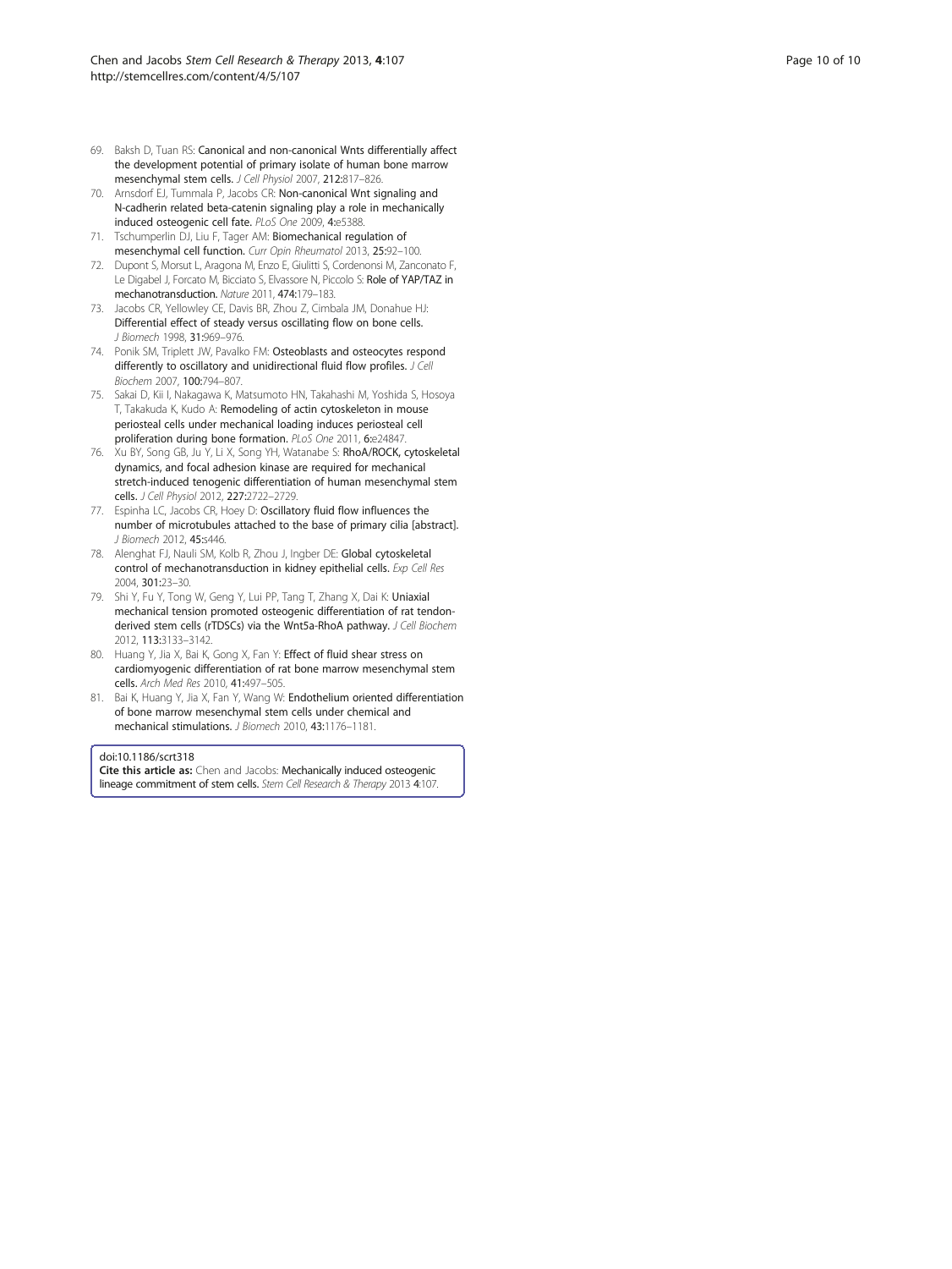69. Baksh D, Tuan RS: **Canonical and non-canonical Wnts differentially affect the development potential of primary isolate of human bone marrow mesenchymal stem cells.** *J Cell Physiol* 2007, **212:**817–826.
70. Arnsdorf EJ, Tummala P, Jacobs CR: **Non-canonical Wnt signaling and N-cadherin related beta-catenin signaling play a role in mechanically induced osteogenic cell fate.** *PLoS One* 2009, **4:**e5388.
71. Tschumperlin DJ, Liu F, Tager AM: **Biomechanical regulation of mesenchymal cell function.** *Curr Opin Rheumatol* 2013, **25:**92–100.
72. Dupont S, Morsut L, Aragona M, Enzo E, Giulitti S, Cordenonsi M, Zanconato F, Le Digabel J, Forcato M, Bicciato S, Elvassore N, Piccolo S: **Role of YAP/TAZ in mechanotransduction.** *Nature* 2011, **474:**179–183.
73. Jacobs CR, Yellowley CE, Davis BR, Zhou Z, Cimbala JM, Donahue HJ: **Differential effect of steady versus oscillating flow on bone cells.** *J Biomech* 1998, **31:**969–976.
74. Ponik SM, Triplett JW, Pavalko FM: **Osteoblasts and osteocytes respond differently to oscillatory and unidirectional fluid flow profiles.** *J Cell Biochem* 2007, **100:**794–807.
75. Sakai D, Kii I, Nakagawa K, Matsumoto HN, Takahashi M, Yoshida S, Hosoya T, Takakuda K, Kudo A: **Remodeling of actin cytoskeleton in mouse periosteal cells under mechanical loading induces periosteal cell proliferation during bone formation.** *PLoS One* 2011, **6:**e24847.
76. Xu BY, Song GB, Ju Y, Li X, Song YH, Watanabe S: **RhoA/ROCK, cytoskeletal dynamics, and focal adhesion kinase are required for mechanical stretch-induced tenogenic differentiation of human mesenchymal stem cells.** *J Cell Physiol* 2012, **227:**2722–2729.
77. Espinha LC, Jacobs CR, Hoey D: **Oscillatory fluid flow influences the number of microtubules attached to the base of primary cilia [abstract].** *J Biomech* 2012, **45:**s446.
78. Alenghat FJ, Nauli SM, Kolb R, Zhou J, Ingber DE: **Global cytoskeletal control of mechanotransduction in kidney epithelial cells.** *Exp Cell Res* 2004, **301:**23–30.
79. Shi Y, Fu Y, Tong W, Geng Y, Lui PP, Tang T, Zhang X, Dai K: **Uniaxial mechanical tension promoted osteogenic differentiation of rat tendon-derived stem cells (rTDSCs) via the Wnt5a-RhoA pathway.** *J Cell Biochem* 2012, **113:**3133–3142.
80. Huang Y, Jia X, Bai K, Gong X, Fan Y: **Effect of fluid shear stress on cardiomyogenic differentiation of rat bone marrow mesenchymal stem cells.** *Arch Med Res* 2010, **41:**497–505.
81. Bai K, Huang Y, Jia X, Fan Y, Wang W: **Endothelium oriented differentiation of bone marrow mesenchymal stem cells under chemical and mechanical stimulations.** *J Biomech* 2010, **43:**1176–1181.

doi:10.1186/scrt318
**Cite this article as:** Chen and Jacobs: **Mechanically induced osteogenic lineage commitment of stem cells.** *Stem Cell Research & Therapy* 2013 **4**:107.